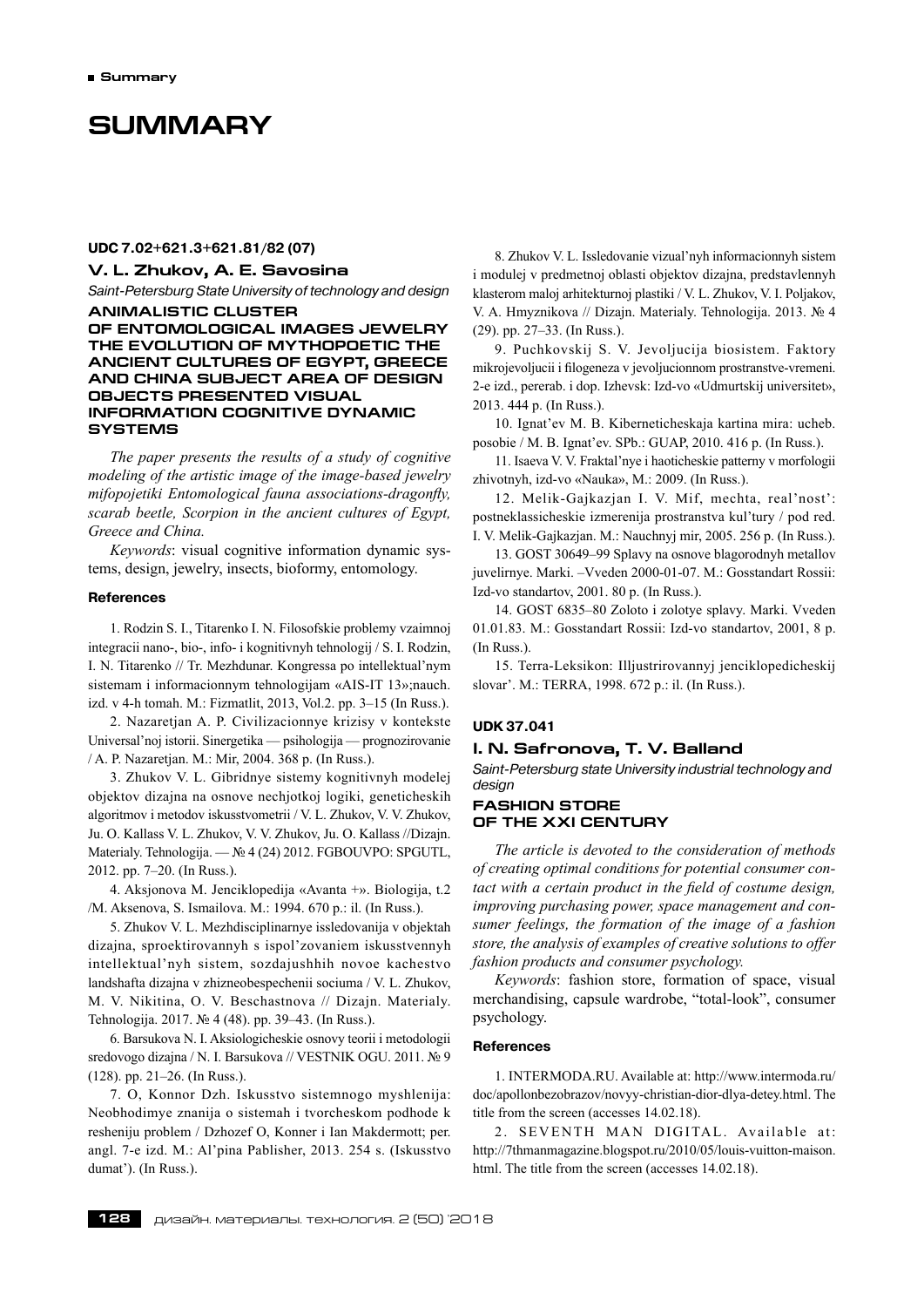# SUMMARY

**UDC 7.02+621.3+621.81/82 (07)**

### V. L. Zhukov, A. E. Savosina

*Saint-Petersburg State University of technology and design*

## ANIMALISTIC CLUSTER OF ENTOMOLOGICAL IMAGES JEWELRY THE EVOLUTION OF MYTHOPOETIC THE ANCIENT CULTURES OF EGYPT, GREECE AND CHINA SUBJECT AREA OF DESIGN OBJECTS PRESENTED VISUAL INFORMATION COGNITIVE DYNAMIC SYSTEMS

*The paper presents the results of a study of cognitive modeling of the artistic image of the image-based jewelry mifopojetiki Entomological fauna associations-dragonfly, scarab beetle, Scorpion in the ancient cultures of Egypt, Greece and China.*

*Keywords*: visual cognitive information dynamic systems, design, jewelry, insects, bioformy, entomology.

#### References

1. Rodzin S. I., Titarenko I. N. Filosofskie problemy vzaimnoj integracii nano-, bio-, info- i kognitivnyh tehnologij / S. I. Rodzin, I. N. Titarenko // Tr. Mezhdunar. Kongressa po intellektual'nym sistemam i informacionnym tehnologijam «AIS-IT 13»;nauch. izd. v 4-h tomah. M.: Fizmatlit, 2013, Vol.2. pp. 3–15 (In Russ.).

2. Nazaretjan A. P. Civilizacionnye krizisy v kontekste Universal'noj istorii. Sinergetika — psihologija — prognozirovanie / A. P. Nazaretjan. M.: Mir, 2004. 368 p. (In Russ.).

3. Zhukov V. L. Gibridnye sistemy kognitivnyh modelej objektov dizajna na osnove nechjotkoj logiki, geneticheskih algoritmov i metodov iskusstvometrii / V. L. Zhukov, V. V. Zhukov, Ju. O. Kallass V. L. Zhukov, V. V. Zhukov, Ju. O. Kallass //Dizajn. Materialy. Tehnologija. — № 4 (24) 2012. FGBOUVPO: SPGUTL, 2012. pp. 7–20. (In Russ.).

4. Aksjonova M. Jenciklopedija «Avanta +». Biologija, t.2 /M. Aksenova, S. Ismailova. M.: 1994. 670 p.: il. (In Russ.).

5. Zhukov V. L. Mezhdisciplinarnye issledovanija v objektah dizajna, sproektirovannyh s ispol'zovaniem iskusstvennyh intellektual'nyh sistem, sozdajushhih novoe kachestvo landshafta dizajna v zhizneobespechenii sociuma / V. L. Zhukov, M. V. Nikitina, O. V. Beschastnova // Dizajn. Materialy. Tehnologija. 2017. № 4 (48). pp. 39–43. (In Russ.).

6. Barsukova N. I. Aksiologicheskie osnovy teorii i metodologii sredovogo dizajna / N. I. Barsukova // VESTNIK OGU. 2011. № 9 (128). pp. 21–26. (In Russ.).

7. O, Konnor Dzh. Iskusstvo sistemnogo myshlenija: Neobhodimye znanija o sistemah i tvorcheskom podhode k resheniju problem / Dzhozef O, Konner i Ian Makdermott; per. angl. 7-e izd. M.: Al'pina Pablisher, 2013. 254 s. (Iskusstvo dumat'). (In Russ.).

8. Zhukov V. L. Issledovanie vizual'nyh informacionnyh sistem i modulej v predmetnoj oblasti objektov dizajna, predstavlennyh klasterom maloj arhitekturnoj plastiki / V. L. Zhukov, V. I. Poljakov, V. A. Hmyznikova // Dizajn. Materialy. Tehnologija. 2013. № 4 (29). pp. 27–33. (In Russ.).

9. Puchkovskij S. V. Jevoljucija biosistem. Faktory mikrojevoljucii i filogeneza v jevoljucionnom prostranstve-vremeni. 2-e izd., pererab. i dop. Izhevsk: Izd-vo «Udmurtskij universitet», 2013. 444 p. (In Russ.).

10. Ignat'ev M. B. Kiberneticheskaja kartina mira: ucheb. posobie / M. B. Ignat'ev. SPb.: GUAP, 2010. 416 p. (In Russ.).

11. Isaeva V. V. Fraktal'nye i haoticheskie patterny v morfologii zhivotnyh, izd-vo «Nauka», M.: 2009. (In Russ.).

12. Melik-Gajkazjan I. V. Mif, mechta, real'nost': postneklassicheskie izmerenija prostranstva kul'tury / pod red. I. V. Melik-Gajkazjan. M.: Nauchnyj mir, 2005. 256 p. (In Russ.).

13. GOST 30649–99 Splavy na osnove blagorodnyh metallov juvelirnye. Marki. –Vveden 2000-01-07. M.: Gosstandart Rossii: Izd-vo standartov, 2001. 80 p. (In Russ.).

14. GOST 6835–80 Zoloto i zolotye splavy. Marki. Vveden 01.01.83. M.: Gosstandart Rossii: Izd-vo standartov, 2001, 8 p. (In Russ.).

15. Terra-Leksikon: Illjustrirovannyj jenciklopedicheskij slovar'. M.: TERRA, 1998. 672 p.: il. (In Russ.).

**UDK 37.041**

### I. N. Safronova, T. V. Balland

*Saint-Petersburg state University industrial technology and design*

## FASHION STORE OF THE XXI CENTURY

*The article is devoted to the consideration of methods of creating optimal conditions for potential consumer contact with a certain product in the field of costume design, improving purchasing power, space management and consumer feelings, the formation of the image of a fashion store, the analysis of examples of creative solutions to offer fashion products and consumer psychology.*

*Keywords*: fashion store, formation of space, visual merchandising, capsule wardrobe, "total-look", consumer psychology.

#### References

1. INTERMODA.RU. Available at: http://www.intermoda.ru/doc/apollonbezobrazov/novyy-christian-dior-dlya-detey.html. The title from the screen (accesses 14.02.18).

2. SEVENTH MAN DIGITAL. Available at: http://7thmanmagazine.blogspot.ru/2010/05/louis-vuitton-maison.html. The title from the screen (accesses 14.02.18).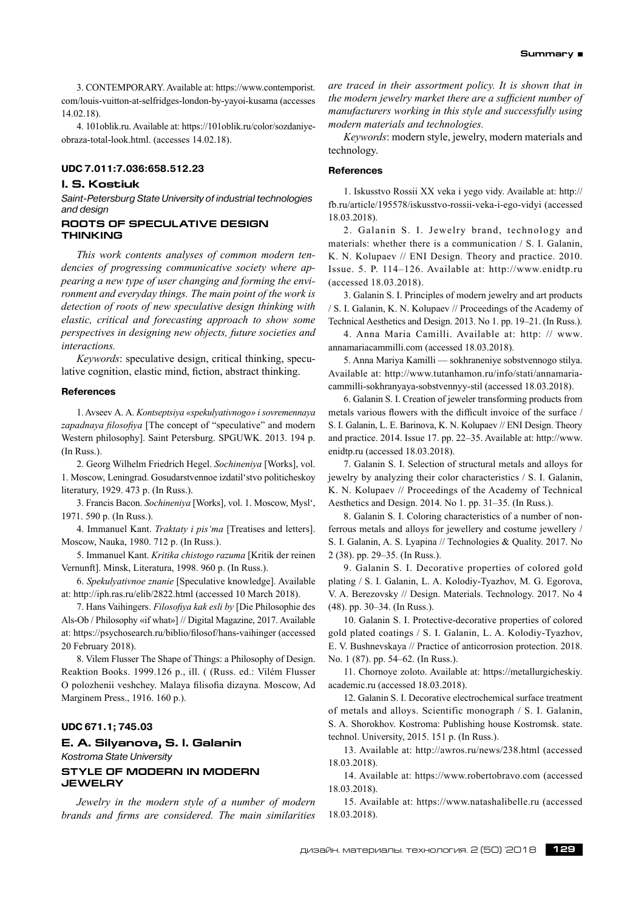3. CONTEMPORARY. Available at: https://www.contemporist.com/louis-vuitton-at-selfridges-london-by-yayoi-kusama (accesses 14.02.18).

4. 101oblik.ru. Available at: https://101oblik.ru/color/sozdaniye-obraza-total-look.html. (accesses 14.02.18).

### UDC 7.011:7.036:658.512.23

### I. S. Kostiuk

*Saint-Petersburg State University of industrial technologies and design*

## ROOTS OF SPECULATIVE DESIGN THINKING

*This work contents analyses of common modern tendencies of progressing communicative society where appearing a new type of user changing and forming the environment and everyday things. The main point of the work is detection of roots of new speculative design thinking with elastic, critical and forecasting approach to show some perspectives in designing new objects, future societies and interactions.*

*Keywords*: speculative design, critical thinking, speculative cognition, elastic mind, fiction, abstract thinking.

#### References

1. Avseev A. A. *Kontseptsiya «spekulyativnogo» i sovremennaya zapadnaya filosofiya* [The concept of "speculative" and modern Western philosophy]. Saint Petersburg. SPGUWK. 2013. 194 p. (In Russ.).

2. Georg Wilhelm Friedrich Hegel. *Sochineniya* [Works], vol. 1. Moscow, Leningrad. Gosudarstvennoe izdatil'stvo politicheskoy literatury, 1929. 473 p. (In Russ.).

3. Francis Bacon. *Sochineniya* [Works], vol. 1. Moscow, Mysl', 1971. 590 p. (In Russ.).

4. Immanuel Kant. *Traktaty i pis'ma* [Treatises and letters]. Moscow, Nauka, 1980. 712 p. (In Russ.).

5. Immanuel Kant. *Kritika chistogo razuma* [Kritik der reinen Vernunft]. Minsk, Literatura, 1998. 960 p. (In Russ.).

6. *Spekulyativnoe znanie* [Speculative knowledge]. Available at: http://iph.ras.ru/elib/2822.html (accessed 10 March 2018).

7. Hans Vaihingers. *Filosofiya kak esli by* [Die Philosophie des Als-Ob / Philosophy «if what»] // Digital Magazine, 2017. Available at: https://psychosearch.ru/biblio/filosof/hans-vaihinger (accessed 20 February 2018).

8. Vilem Flusser The Shape of Things: a Philosophy of Design. Reaktion Books. 1999.126 p., ill. ( (Russ. ed.: Vilém Flusser O polozhenii veshchey. Malaya filisofia dizayna. Moscow, Ad Marginem Press., 1916. 160 p.).

### UDC 671.1; 745.03

### E. A. Silyanova, S. I. Galanin

*Kostroma State University*

## STYLE OF MODERN IN MODERN JEWELRY

*Jewelry in the modern style of a number of modern brands and firms are considered. The main similarities are traced in their assortment policy. It is shown that in the modern jewelry market there are a sufficient number of manufacturers working in this style and successfully using modern materials and technologies.*

*Keywords*: modern style, jewelry, modern materials and technology.

#### References

1. Iskusstvo Rossii XX veka i yego vidy. Available at: http://fb.ru/article/195578/iskusstvo-rossii-veka-i-ego-vidyi (accessed 18.03.2018).

2. Galanin S. I. Jewelry brand, technology and materials: whether there is a communication / S. I. Galanin, K. N. Kolupaev // ENI Design. Theory and practice. 2010. Issue. 5. P. 114–126. Available at: http://www.enidtp.ru (accessed 18.03.2018).

3. Galanin S. I. Principles of modern jewelry and art products / S. I. Galanin, K. N. Kolupaev // Proceedings of the Academy of Technical Aesthetics and Design. 2013. No 1. pp. 19–21. (In Russ.).

4. Anna Maria Camilli. Available at: http: // www.annamariacammilli.com (accessed 18.03.2018).

5. Anna Mariya Kamilli — sokhraneniye sobstvennogo stilya. Available at: http://www.tutanhamon.ru/info/stati/annamaria-cammilli-sokhranyaya-sobstvennyy-stil (accessed 18.03.2018).

6. Galanin S. I. Creation of jeweler transforming products from metals various flowers with the difficult invoice of the surface / S. I. Galanin, L. E. Barinova, K. N. Kolupaev // ENI Design. Theory and practice. 2014. Issue 17. pp. 22–35. Available at: http://www.enidtp.ru (accessed 18.03.2018).

7. Galanin S. I. Selection of structural metals and alloys for jewelry by analyzing their color characteristics / S. I. Galanin, K. N. Kolupaev // Proceedings of the Academy of Technical Aesthetics and Design. 2014. No 1. pp. 31–35. (In Russ.).

8. Galanin S. I. Coloring characteristics of a number of non-ferrous metals and alloys for jewellery and costume jewellery / S. I. Galanin, A. S. Lyapina // Technologies & Quality. 2017. No 2 (38). pp. 29–35. (In Russ.).

9. Galanin S. I. Decorative properties of colored gold plating / S. I. Galanin, L. A. Kolodiy-Tyazhov, M. G. Egorova, V. A. Berezovsky // Design. Materials. Technology. 2017. No 4 (48). pp. 30–34. (In Russ.).

10. Galanin S. I. Protective-decorative properties of colored gold plated coatings / S. I. Galanin, L. A. Kolodiy-Tyazhov, E. V. Bushnevskaya // Practice of anticorrosion protection. 2018. No. 1 (87). pp. 54–62. (In Russ.).

11. Chornoye zoloto. Available at: https://metallurgicheskiy.academic.ru (accessed 18.03.2018).

12. Galanin S. I. Decorative electrochemical surface treatment of metals and alloys. Scientific monograph / S. I. Galanin, S. A. Shorokhov. Kostroma: Publishing house Kostromsk. state. technol. University, 2015. 151 p. (In Russ.).

13. Available at: http://awros.ru/news/238.html (accessed 18.03.2018).

14. Available at: https://www.robertobravo.com (accessed 18.03.2018).

15. Available at: https://www.natashalibelle.ru (accessed 18.03.2018).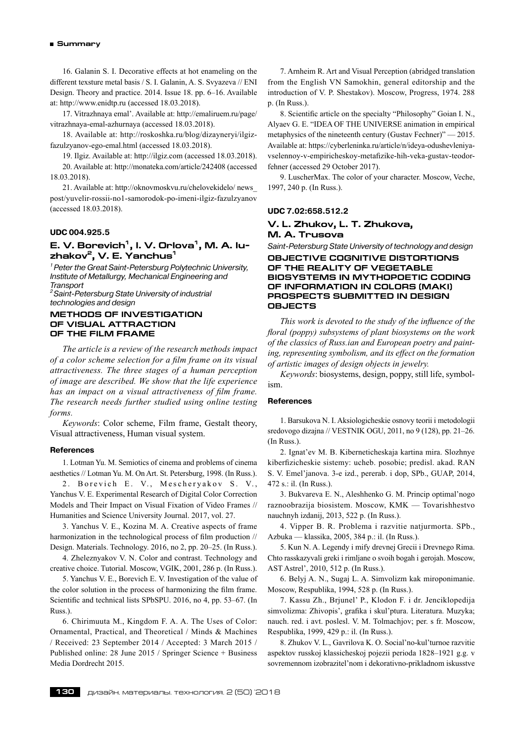16. Galanin S. I. Decorative effects at hot enameling on the different texsture metal basis / S. I. Galanin, A. S. Svyazeva // ENI Design. Theory and practice. 2014. Issue 18. pp. 6–16. Available at: http://www.enidtp.ru (accessed 18.03.2018).

17. Vitrazhnaya emal'. Available at: http://emaliruem.ru/page/vitrazhnaya-emal-azhurnaya (accessed 18.03.2018).

18. Available at: http://roskoshka.ru/blog/dizayneryi/ilgiz-fazulzyanov-ego-emal.html (accessed 18.03.2018).

19. Ilgiz. Available at: http://ilgiz.com (accessed 18.03.2018).

20. Available at: http://monateka.com/article/242408 (accessed 18.03.2018).

21. Available at: http://oknovmoskvu.ru/chelovekidelo/ news_post/yuvelir-rossii-no1-samorodok-po-imeni-ilgiz-fazulzyanov (accessed 18.03.2018).

**UDC 004.925.5**

## E. V. Borevich[1], I. V. Orlova[1], M. A. Iuzhakov[2], V. E. Yanchus[1]

*[1] Peter the Great Saint-Petersburg Polytechnic University, Institute of Metallurgy, Mechanical Engineering and Transport*
*[2] Saint-Petersburg State University of industrial technologies and design*

### METHODS OF INVESTIGATION OF VISUAL ATTRACTION OF THE FILM FRAME

*The article is a review of the research methods impact of a color scheme selection for a film frame on its visual attractiveness. The three stages of a human perception of image are described. We show that the life experience has an impact on a visual attractiveness of film frame. The research needs further studied using online testing forms.*

*Keywords*: Color scheme, Film frame, Gestalt theory, Visual attractiveness, Human visual system.

#### References

1. Lotman Yu. M. Semiotics of cinema and problems of cinema aesthetics // Lotman Yu. M. On Art. St. Petersburg, 1998. (In Russ.).

2. Borevich E. V., Mescheryakov S. V., Yanchus V. E. Experimental Research of Digital Color Correction Models and Their Impact on Visual Fixation of Video Frames // Humanities and Science University Journal. 2017, vol. 27.

3. Yanchus V. E., Kozina M. A. Creative aspects of frame harmonization in the technological process of film production // Design. Materials. Technology. 2016, no 2, pp. 20–25. (In Russ.).

4. Zheleznyakov V. N. Color and contrast. Technology and creative choice. Tutorial. Moscow, VGIK, 2001, 286 p. (In Russ.).

5. Yanchus V. E., Borevich E. V. Investigation of the value of the color solution in the process of harmonizing the film frame. Scientific and technical lists SPbSPU. 2016, no 4, pp. 53–67. (In Russ.).

6. Chirimuuta M., Kingdom F. A. A. The Uses of Color: Ornamental, Practical, and Theoretical / Minds & Machines / Received: 23 September 2014 / Accepted: 3 March 2015 / Published online: 28 June 2015 / Springer Science + Business Media Dordrecht 2015.

7. Arnheim R. Art and Visual Perception (abridged translation from the English VN Samokhin, general editorship and the introduction of V. P. Shestakov). Moscow, Progress, 1974. 288 p. (In Russ.).

8. Scientific article on the specialty "Philosophy" Goian I. N., Alyaev G. E. "IDEA OF THE UNIVERSE animation in empirical metaphysics of the nineteenth century (Gustav Fechner)" — 2015. Available at: https://cyberleninka.ru/article/n/ideya-odushevleniya-vselennoy-v-empiricheskoy-metafizike-hih-veka-gustav-teodor-fehner (accessed 29 October 2017).

9. LuscherMax. The color of your character. Moscow, Veche, 1997, 240 p. (In Russ.).

**UDC 7.02:658.512.2**

## V. L. Zhukov, L. T. Zhukova, M. A. Trusova

*Saint-Petersburg State University of technology and design*

### OBJECTIVE COGNITIVE DISTORTIONS OF THE REALITY OF VEGETABLE BIOSYSTEMS IN MYTHOPOETIC CODING OF INFORMATION IN COLORS (MAKI) PROSPECTS SUBMITTED IN DESIGN OBJECTS

*This work is devoted to the study of the influence of the floral (poppy) subsystems of plant biosystems on the work of the classics of Russ.ian and European poetry and painting, representing symbolism, and its effect on the formation of artistic images of design objects in jewelry.*

*Keywords*: biosystems, design, poppy, still life, symbolism.

#### References

1. Barsukova N. I. Aksiologicheskie osnovy teorii i metodologii sredovogo dizajna // VESTNIK OGU, 2011, no 9 (128), pp. 21–26. (In Russ.).

2. Ignat'ev M. B. Kiberneticheskaja kartina mira. Slozhnye kiberfizicheskie sistemy: ucheb. posobie; predisl. akad. RAN S. V. Emel'janova. 3-e izd., pererab. i dop, SPb., GUAP, 2014, 472 s.: il. (In Russ.).

3. Bukvareva E. N., Aleshhenko G. M. Princip optimal'nogo raznoobrazija biosistem. Moscow, KMK — Tovarishhestvo nauchnyh izdanij, 2013, 522 p. (In Russ.).

4. Vipper B. R. Problema i razvitie natjurmorta. SPb., Azbuka — klassika, 2005, 384 p.: il. (In Russ.).

5. Kun N. A. Legendy i mify drevnej Grecii i Drevnego Rima. Chto rasskazyvali greki i rimljane o svoih bogah i gerojah. Moscow, AST Astrel', 2010, 512 p. (In Russ.).

6. Belyj A. N., Sugaj L. A. Simvolizm kak miroponimanie. Moscow, Respublika, 1994, 528 p. (In Russ.).

7. Kassu Zh., Brjunel' P., Klodon F. i dr. Jenciklopedija simvolizma: Zhivopis', grafika i skul'ptura. Literatura. Muzyka; nauch. red. i avt. poslesl. V. M. Tolmachjov; per. s fr. Moscow, Respublika, 1999, 429 p.: il. (In Russ.).

8. Zhukov V. L., Gavrilova K. O. Social'no-kul'turnoe razvitie aspektov russkoj klassicheskoj pojezii perioda 1828–1921 g.g. v sovremennom izobrazitel'nom i dekorativno-prikladnom iskusstve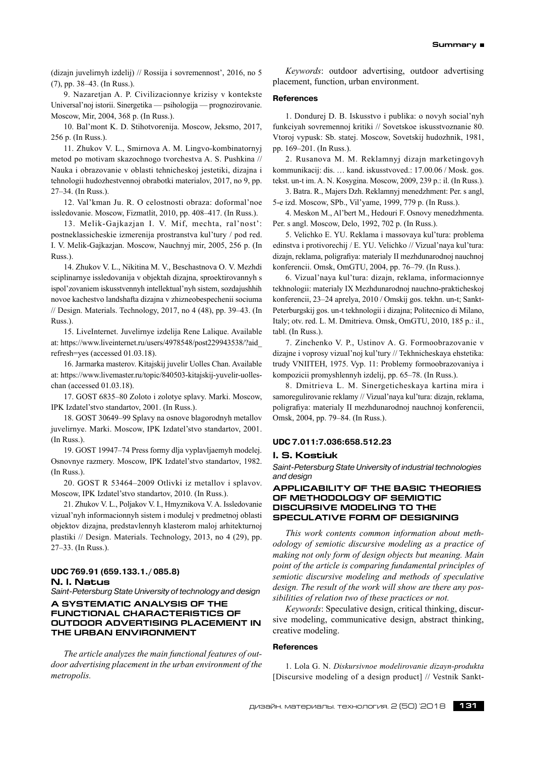(dizajn juvelirnyh izdelij) // Rossija i sovremennost', 2016, no 5 (7), pp. 38–43. (In Russ.).

9. Nazaretjan A. P. Civilizacionnye krizisy v kontekste Universal'noj istorii. Sinergetika — psihologija — prognozirovanie. Moscow, Mir, 2004, 368 p. (In Russ.).

10. Bal'mont K. D. Stihotvorenija. Moscow, Jeksmo, 2017, 256 p. (In Russ.).

11. Zhukov V. L., Smirnova A. M. Lingvo-kombinatornyj metod po motivam skazochnogo tvorchestva A. S. Pushkina // Nauka i obrazovanie v oblasti tehnicheskoj jestetiki, dizajna i tehnologii hudozhestvennoj obrabotki materialov, 2017, no 9, pp. 27–34. (In Russ.).

12. Val'kman Ju. R. O celostnosti obraza: doformal'noe issledovanie. Moscow, Fizmatlit, 2010, pp. 408–417. (In Russ.).

13. Melik-Gajkazjan I. V. Mif, mechta, ral'nost': postneklassicheskie izmerenija prostranstva kul'tury / pod red. I. V. Melik-Gajkazjan. Moscow, Nauchnyj mir, 2005, 256 p. (In Russ.).

14. Zhukov V. L., Nikitina M. V., Beschastnova O. V. Mezhdi sciplinarnye issledovanija v objektah dizajna, sproektirovannyh s ispol'zovaniem iskusstvennyh intellektual'nyh sistem, sozdajushhih novoe kachestvo landshafta dizajna v zhizneobespechenii sociuma // Design. Materials. Technology, 2017, no 4 (48), pp. 39–43. (In Russ.).

15. LiveInternet. Juvelirnye izdelija Rene Lalique. Available at: https://www.liveinternet.ru/users/4978548/post229943538/?aid_refresh=yes (accessed 01.03.18).

16. Jarmarka masterov. Kitajskij juvelir Uolles Chan. Available at: https://www.livemaster.ru/topic/840503-kitajskij-yuvelir-uolles-chan (accessed 01.03.18).

17. GOST 6835–80 Zoloto i zolotye splavy. Marki. Moscow, IPK Izdatel'stvo standartov, 2001. (In Russ.).

18. GOST 30649–99 Splavy na osnove blagorodnyh metallov juvelirnye. Marki. Moscow, IPK Izdatel'stvo standartov, 2001. (In Russ.).

19. GOST 19947–74 Press formy dlja vyplavljaemyh modelej. Osnovnye razmery. Moscow, IPK Izdatel'stvo standartov, 1982. (In Russ.).

20. GOST R 53464–2009 Otlivki iz metallov i splavov. Moscow, IPK Izdatel'stvo standartov, 2010. (In Russ.).

21. Zhukov V. L., Poljakov V. I., Hmyznikova V. A. Issledovanie vizual'nyh informacionnyh sistem i modulej v predmetnoj oblasti objektov dizajna, predstavlennyh klasterom maloj arhitekturnoj plastiki // Design. Materials. Technology, 2013, no 4 (29), pp. 27–33. (In Russ.).

**UDC 769.91 (659.133.1./085.8)**

**N. I. Natus**

*Saint-Petersburg State University of technology and design*

### A SYSTEMATIC ANALYSIS OF THE FUNCTIONAL CHARACTERISTICS OF OUTDOOR ADVERTISING PLACEMENT IN THE URBAN ENVIRONMENT

*The article analyzes the main functional features of outdoor advertising placement in the urban environment of the metropolis.*

*Keywords*: outdoor advertising, outdoor advertising placement, function, urban environment.

#### References

1. Dondurej D. B. Iskusstvo i publika: o novyh social'nyh funkciyah sovremennoj kritiki // Sovetskoe iskusstvoznanie 80. Vtoroj vypusk: Sb. statej. Moscow, Sovetskij hudozhnik, 1981, pp. 169–201. (In Russ.).

2. Rusanova M. M. Reklamnyj dizajn marketingovyh kommunikacij: dis. … kand. iskusstvoved.: 17.00.06 / Mosk. gos. tekst. un-t im. A. N. Kosygina. Moscow, 2009, 239 p.: il. (In Russ.).

3. Batra. R., Majers Dzh. Reklamnyj menedzhment: Per. s angl, 5-e izd. Moscow, SPb., Vil'yame, 1999, 779 p. (In Russ.).

4. Meskon M., Al'bert M., Hedouri F. Osnovy menedzhmenta. Per. s angl. Moscow, Delo, 1992, 702 p. (In Russ.).

5. Velichko E. YU. Reklama i massovaya kul'tura: problema edinstva i protivorechij / E. YU. Velichko // Vizual'naya kul'tura: dizajn, reklama, poligrafiya: materialy II mezhdunarodnoj nauchnoj konferencii. Omsk, OmGTU, 2004, pp. 76–79. (In Russ.).

6. Vizual'naya kul'tura: dizajn, reklama, informacionnye tekhnologii: materialy IX Mezhdunarodnoj nauchno-prakticheskoj konferencii, 23–24 aprelya, 2010 / Omskij gos. tekhn. un-t; Sankt-Peterburgskij gos. un-t tekhnologii i dizajna; Politecnico di Milano, Italy; otv. red. L. M. Dmitrieva. Omsk, OmGTU, 2010, 185 p.: il., tabl. (In Russ.).

7. Zinchenko V. P., Ustinov A. G. Formoobrazovanie v dizajne i voprosy vizual'noj kul'tury // Tekhnicheskaya ehstetika: trudy VNIITEH, 1975. Vyp. 11: Problemy formoobrazovaniya i kompozicii promyshlennyh izdelij, pp. 65–78. (In Russ.).

8. Dmitrieva L. M. Sinergeticheskaya kartina mira i samoregulirovanie reklamy // Vizual'naya kul'tura: dizajn, reklama, poligrafiya: materialy II mezhdunarodnoj nauchnoj konferencii, Omsk, 2004, pp. 79–84. (In Russ.).

**UDC 7.011:7.036:658.512.23**

**I. S. Kostiuk**

*Saint-Petersburg State University of industrial technologies and design*

### APPLICABILITY OF THE BASIC THEORIES OF METHODOLOGY OF SEMIOTIC DISCURSIVE MODELING TO THE SPECULATIVE FORM OF DESIGNING

*This work contents common information about methodology of semiotic discursive modeling as a practice of making not only form of design objects but meaning. Main point of the article is comparing fundamental principles of semiotic discursive modeling and methods of speculative design. The result of the work will show are there any possibilities of relation two of these practices or not.*

*Keywords*: Speculative design, critical thinking, discursive modeling, communicative design, abstract thinking, creative modeling.

#### References

1. Lola G. N. *Diskursivnoe modelirovanie dizayn-produkta* [Discursive modeling of a design product] // Vestnik Sankt-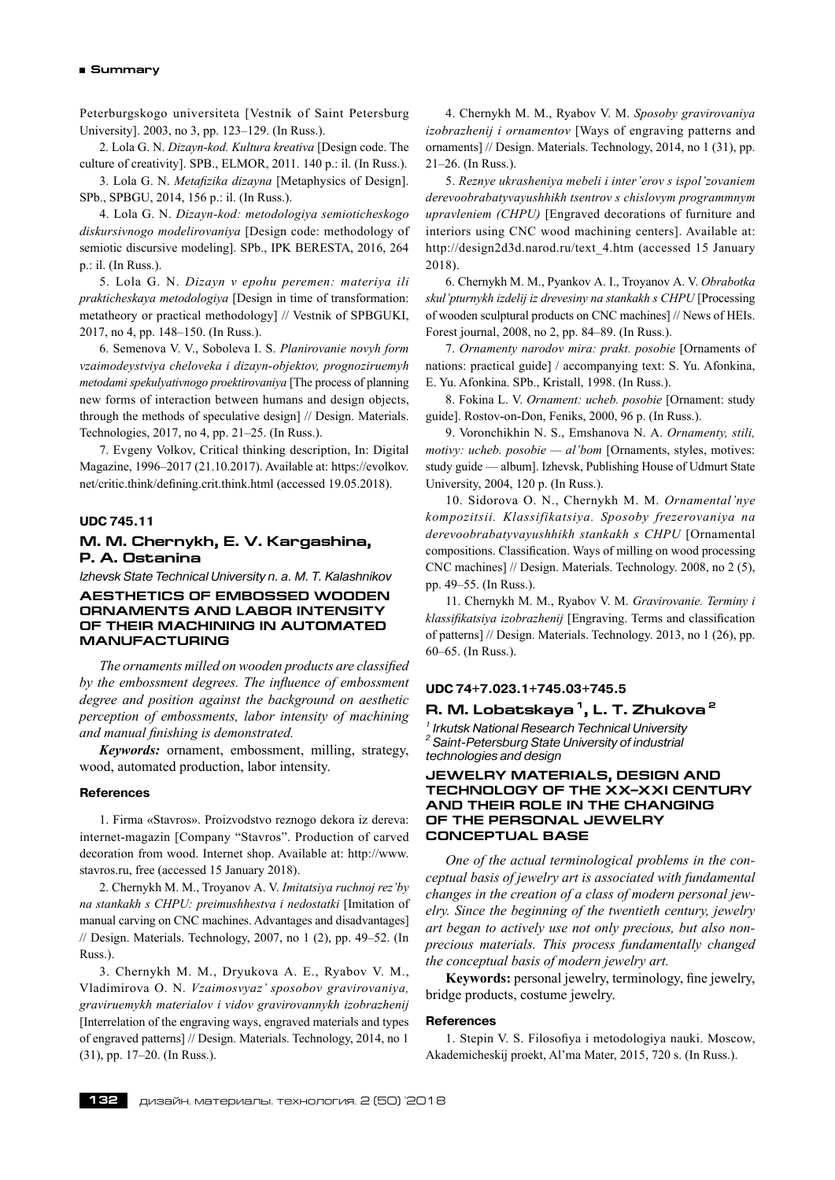Peterburgskogo universiteta [Vestnik of Saint Petersburg University]. 2003, no 3, pp. 123–129. (In Russ.).

2. Lola G. N. *Dizayn-kod. Kultura kreativa* [Design code. The culture of creativity]. SPB., ELMOR, 2011. 140 p.: il. (In Russ.).

3. Lola G. N. *Metafizika dizayna* [Metaphysics of Design]. SPb., SPBGU, 2014, 156 p.: il. (In Russ.).

4. Lola G. N. *Dizayn-kod: metodologiya semioticheskogo diskursivnogo modelirovaniya* [Design code: methodology of semiotic discursive modeling]. SPb., IPK BERESTA, 2016, 264 p.: il. (In Russ.).

5. Lola G. N. *Dizayn v epohu peremen: materiya ili prakticheskaya metodologiya* [Design in time of transformation: metatheory or practical methodology] // Vestnik of SPBGUKI, 2017, no 4, pp. 148–150. (In Russ.).

6. Semenova V. V., Soboleva I. S. *Planirovanie novyh form vzaimodeystviya cheloveka i dizayn-objektov, prognoziruemyh metodami spekulyativnogo proektirovaniya* [The process of planning new forms of interaction between humans and design objects, through the methods of speculative design] // Design. Materials. Technologies, 2017, no 4, pp. 21–25. (In Russ.).

7. Evgeny Volkov, Critical thinking description, In: Digital Magazine, 1996–2017 (21.10.2017). Available at: https://evolkov.net/critic.think/defining.crit.think.html (accessed 19.05.2018).

**UDC 745.11**

## M. M. Chernykh, E. V. Kargashina, P. A. Ostanina

*Izhevsk State Technical University n. a. M. T. Kalashnikov*

### AESTHETICS OF EMBOSSED WOODEN ORNAMENTS AND LABOR INTENSITY OF THEIR MACHINING IN AUTOMATED MANUFACTURING

*The ornaments milled on wooden products are classified by the embossment degrees. The influence of embossment degree and position against the background on aesthetic perception of embossments, labor intensity of machining and manual finishing is demonstrated.*

***Keywords:*** ornament, embossment, milling, strategy, wood, automated production, labor intensity.

#### References

1. Firma «Stavros». Proizvodstvo reznogo dekora iz dereva: internet-magazin [Company "Stavros". Production of carved decoration from wood. Internet shop. Available at: http://www.stavros.ru, free (accessed 15 January 2018).

2. Chernykh M. M., Troyanov A. V. *Imitatsiya ruchnoj rez'by na stankakh s CHPU: preimushhestva i nedostatki* [Imitation of manual carving on CNC machines. Advantages and disadvantages] // Design. Materials. Technology, 2007, no 1 (2), pp. 49–52. (In Russ.).

3. Chernykh M. M., Dryukova A. E., Ryabov V. M., Vladimirova O. N. *Vzaimosvyaz' sposobov gravirovaniya, graviruemykh materialov i vidov gravirovannykh izobrazhenij* [Interrelation of the engraving ways, engraved materials and types of engraved patterns] // Design. Materials. Technology, 2014, no 1 (31), pp. 17–20. (In Russ.).

4. Chernykh M. M., Ryabov V. M. *Sposoby gravirovaniya izobrazhenij i ornamentov* [Ways of engraving patterns and ornaments] // Design. Materials. Technology, 2014, no 1 (31), pp. 21–26. (In Russ.).

5. *Reznye ukrasheniya mebeli i inter'erov s ispol'zovaniem derevoobrabatyvayushhikh tsentrov s chislovym programmnym upravleniem (CHPU)* [Engraved decorations of furniture and interiors using CNC wood machining centers]. Available at: http://design2d3d.narod.ru/text_4.htm (accessed 15 January 2018).

6. Chernykh M. M., Pyankov A. I., Troyanov A. V. *Obrabotka skul'pturnykh izdelij iz drevesiny na stankakh s CHPU* [Processing of wooden sculptural products on CNC machines] // News of HEIs. Forest journal, 2008, no 2, pp. 84–89. (In Russ.).

7. *Ornamenty narodov mira: prakt. posobie* [Ornaments of nations: practical guide] / accompanying text: S. Yu. Afonkina, E. Yu. Afonkina. SPb., Kristall, 1998. (In Russ.).

8. Fokina L. V. *Ornament: ucheb. posobie* [Ornament: study guide]. Rostov-on-Don, Feniks, 2000, 96 p. (In Russ.).

9. Voronchikhin N. S., Emshanova N. A. *Ornamenty, stili, motivy: ucheb. posobie — al'bom* [Ornaments, styles, motives: study guide — album]. Izhevsk, Publishing House of Udmurt State University, 2004, 120 p. (In Russ.).

10. Sidorova O. N., Chernykh M. M. *Ornamental'nye kompozitsii. Klassifikatsiya. Sposoby frezerovaniya na derevoobrabatyvayushhikh stankakh s CHPU* [Ornamental compositions. Classification. Ways of milling on wood processing CNC machines] // Design. Materials. Technology. 2008, no 2 (5), pp. 49–55. (In Russ.).

11. Chernykh M. M., Ryabov V. M. *Gravirovanie. Terminy i klassifikatsiya izobrazhenij* [Engraving. Terms and classification of patterns] // Design. Materials. Technology. 2013, no 1 (26), pp. 60–65. (In Russ.).

**UDC 74+7.023.1+745.03+745.5**

## R. M. Lobatskaya [1], L. T. Zhukova [2]

*[1] Irkutsk National Research Technical University*
*[2] Saint-Petersburg State University of industrial technologies and design*

### JEWELRY MATERIALS, DESIGN AND TECHNOLOGY OF THE XX–XXI CENTURY AND THEIR ROLE IN THE CHANGING OF THE PERSONAL JEWELRY CONCEPTUAL BASE

*One of the actual terminological problems in the conceptual basis of jewelry art is associated with fundamental changes in the creation of a class of modern personal jewelry. Since the beginning of the twentieth century, jewelry art began to actively use not only precious, but also non-precious materials. This process fundamentally changed the conceptual basis of modern jewelry art.*

**Keywords:** personal jewelry, terminology, fine jewelry, bridge products, costume jewelry.

#### References

1. Stepin V. S. Filosofiya i metodologiya nauki. Moscow, Akademicheskij proekt, Al'ma Mater, 2015, 720 s. (In Russ.).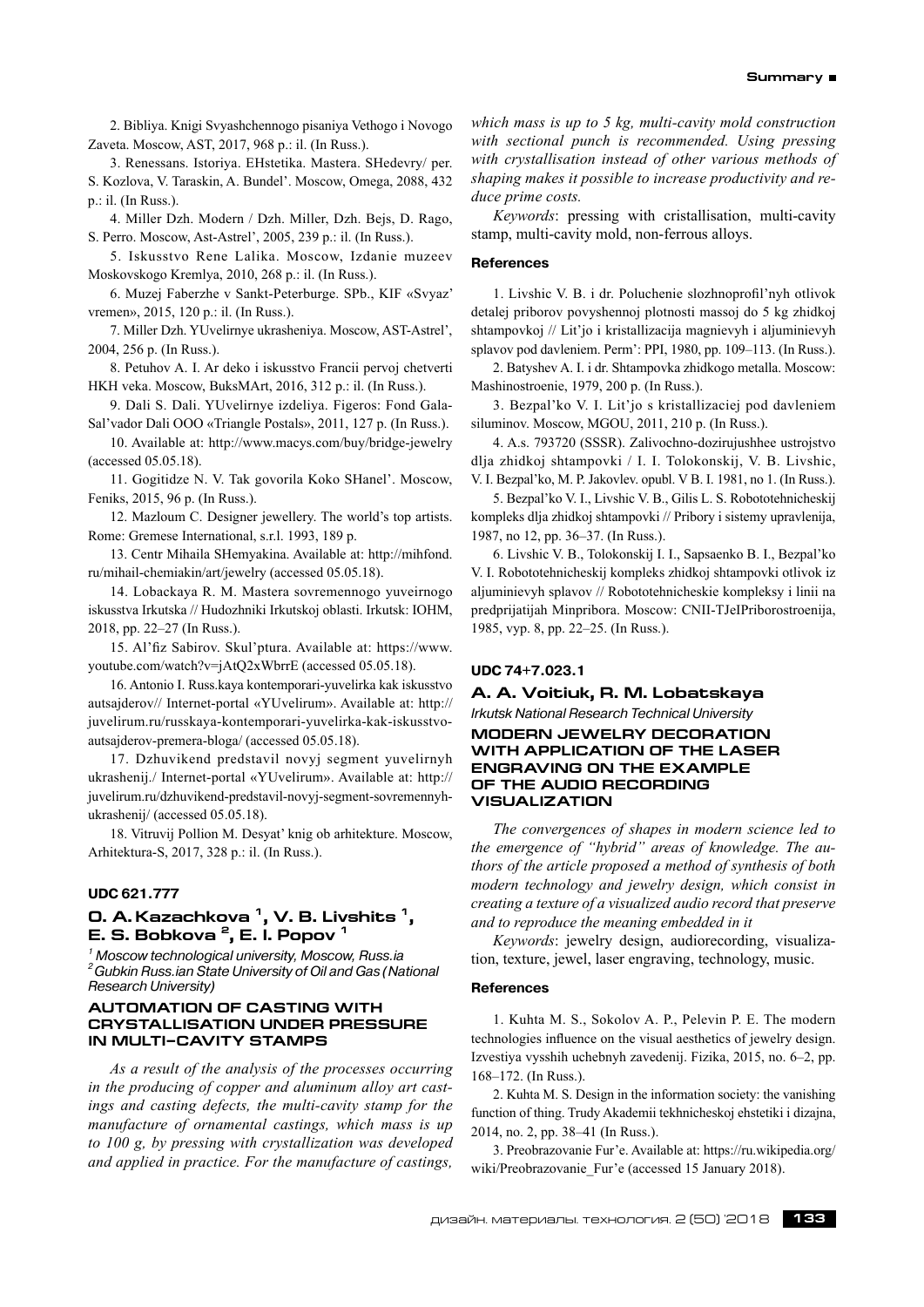2. Bibliya. Knigi Svyashchennogo pisaniya Vethogo i Novogo Zaveta. Moscow, AST, 2017, 968 p.: il. (In Russ.).

3. Renessans. Istoriya. EHstetika. Mastera. SHedevry/ per. S. Kozlova, V. Taraskin, A. Bundel'. Moscow, Omega, 2088, 432 p.: il. (In Russ.).

4. Miller Dzh. Modern / Dzh. Miller, Dzh. Bejs, D. Rago, S. Perro. Moscow, Ast-Astrel', 2005, 239 p.: il. (In Russ.).

5. Iskusstvo Rene Lalika. Moscow, Izdanie muzeev Moskovskogo Kremlya, 2010, 268 p.: il. (In Russ.).

6. Muzej Faberzhe v Sankt-Peterburge. SPb., KIF «Svyaz' vremen», 2015, 120 p.: il. (In Russ.).

7. Miller Dzh. YUvelirnye ukrasheniya. Moscow, AST-Astrel', 2004, 256 p. (In Russ.).

8. Petuhov A. I. Ar deko i iskusstvo Francii pervoj chetverti HKH veka. Moscow, BuksMArt, 2016, 312 p.: il. (In Russ.).

9. Dali S. Dali. YUvelirnye izdeliya. Figeros: Fond Gala-Sal'vador Dali OOO «Triangle Postals», 2011, 127 p. (In Russ.).

10. Available at: http://www.macys.com/buy/bridge-jewelry (accessed 05.05.18).

11. Gogitidze N. V. Tak govorila Koko SHanel'. Moscow, Feniks, 2015, 96 p. (In Russ.).

12. Mazloum C. Designer jewellery. The world's top artists. Rome: Gremese International, s.r.l. 1993, 189 p.

13. Centr Mihaila SHemyakina. Available at: http://mihfond.ru/mihail-chemiakin/art/jewelry (accessed 05.05.18).

14. Lobackaya R. M. Mastera sovremennogo yuveirnogo iskusstva Irkutska // Hudozhniki Irkutskoj oblasti. Irkutsk: IOHM, 2018, pp. 22–27 (In Russ.).

15. Al'fiz Sabirov. Skul'ptura. Available at: https://www.youtube.com/watch?v=jAtQ2xWbrrE (accessed 05.05.18).

16. Antonio I. Russ.kaya kontemporari-yuvelirka kak iskusstvo autsajderov// Internet-portal «YUvelirum». Available at: http://juvelirum.ru/russkaya-kontemporari-yuvelirka-kak-iskusstvo-autsajderov-premera-bloga/ (accessed 05.05.18).

17. Dzhuvikend predstavil novyj segment yuvelirnyh ukrashenij./ Internet-portal «YUvelirum». Available at: http://juvelirum.ru/dzhuvikend-predstavil-novyj-segment-sovremennyh-ukrashenij/ (accessed 05.05.18).

18. Vitruvij Pollion M. Desyat' knig ob arhitekture. Moscow, Arhitektura-S, 2017, 328 p.: il. (In Russ.).

**UDC 621.777**

### O. A. Kazachkova [1], V. B. Livshits [1], E. S. Bobkova [2], E. I. Popov [1]

*[1] Moscow technological university, Moscow, Russ.ia*
*[2] Gubkin Russ.ian State University of Oil and Gas (National Research University)*

## AUTOMATION OF CASTING WITH CRYSTALLISATION UNDER PRESSURE IN MULTI-CAVITY STAMPS

*As a result of the analysis of the processes occurring in the producing of copper and aluminum alloy art castings and casting defects, the multi-cavity stamp for the manufacture of ornamental castings, which mass is up to 100 g, by pressing with crystallization was developed and applied in practice. For the manufacture of castings, which mass is up to 5 kg, multi-cavity mold construction with sectional punch is recommended. Using pressing with crystallisation instead of other various methods of shaping makes it possible to increase productivity and reduce prime costs.*

*Keywords*: pressing with cristallisation, multi-cavity stamp, multi-cavity mold, non-ferrous alloys.

#### References

1. Livshic V. B. i dr. Poluchenie slozhnoprofil'nyh otlivok detalej priborov povyshennoj plotnosti massoj do 5 kg zhidkoj shtampovkoj // Lit'jo i kristallizacija magnievyh i aljuminievyh splavov pod davleniem. Perm': PPI, 1980, pp. 109–113. (In Russ.).

2. Batyshev A. I. i dr. Shtampovka zhidkogo metalla. Moscow: Mashinostroenie, 1979, 200 p. (In Russ.).

3. Bezpal'ko V. I. Lit'jo s kristallizaciej pod davleniem siluminov. Moscow, MGOU, 2011, 210 p. (In Russ.).

4. A.s. 793720 (SSSR). Zalivochno-dozirujushhee ustrojstvo dlja zhidkoj shtampovki / I. I. Tolokonskij, V. B. Livshic, V. I. Bezpal'ko, M. P. Jakovlev. opubl. V B. I. 1981, no 1. (In Russ.).

5. Bezpal'ko V. I., Livshic V. B., Gilis L. S. Robototehnicheskij kompleks dlja zhidkoj shtampovki // Pribory i sistemy upravlenija, 1987, no 12, pp. 36–37. (In Russ.).

6. Livshic V. B., Tolokonskij I. I., Sapsaenko B. I., Bezpal'ko V. I. Robototehnicheskij kompleks zhidkoj shtampovki otlivok iz aljuminievyh splavov // Robototehnicheskie kompleksy i linii na predprijatijah Minpribora. Moscow: CNII-TJeIPriborostroenija, 1985, vyp. 8, pp. 22–25. (In Russ.).

**UDC 74+7.023.1**

### A. A. Voitiuk, R. M. Lobatskaya

*Irkutsk National Research Technical University*

## MODERN JEWELRY DECORATION WITH APPLICATION OF THE LASER ENGRAVING ON THE EXAMPLE OF THE AUDIO RECORDING VISUALIZATION

*The convergences of shapes in modern science led to the emergence of "hybrid" areas of knowledge. The authors of the article proposed a method of synthesis of both modern technology and jewelry design, which consist in creating a texture of a visualized audio record that preserve and to reproduce the meaning embedded in it*

*Keywords*: jewelry design, audiorecording, visualization, texture, jewel, laser engraving, technology, music.

#### References

1. Kuhta M. S., Sokolov A. P., Pelevin P. E. The modern technologies influence on the visual aesthetics of jewelry design. Izvestiya vysshih uchebnyh zavedenij. Fizika, 2015, no. 6–2, pp. 168–172. (In Russ.).

2. Kuhta M. S. Design in the information society: the vanishing function of thing. Trudy Akademii tekhnicheskoj ehstetiki i dizajna, 2014, no. 2, pp. 38–41 (In Russ.).

3. Preobrazovanie Fur'e. Available at: https://ru.wikipedia.org/wiki/Preobrazovanie_Fur'e (accessed 15 January 2018).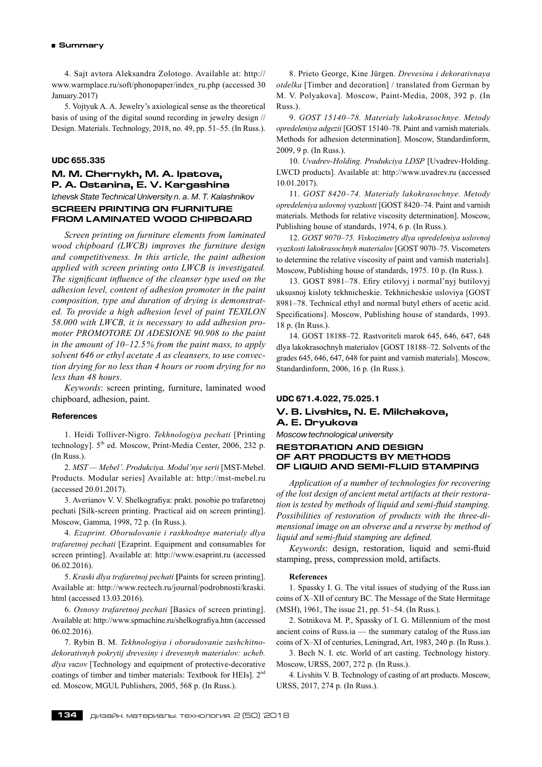4. Sajt avtora Aleksandra Zolotogo. Available at: http://www.warmplace.ru/soft/phonopaper/index_ru.php (accessed 30 January.2017)

5. Vojtyuk A. A. Jewelry's axiological sense as the theoretical basis of using of the digital sound recording in jewelry design // Design. Materials. Technology, 2018, no. 49, pp. 51–55. (In Russ.).

**UDC 655.335**

## M. M. Chernykh, M. A. Ipatova, P. A. Ostanina, E. V. Kargashina

*Izhevsk State Technical University n. a. M. T. Kalashnikov*

### SCREEN PRINTING ON FURNITURE FROM LAMINATED WOOD CHIPBOARD

*Screen printing on furniture elements from laminated wood chipboard (LWCB) improves the furniture design and competitiveness. In this article, the paint adhesion applied with screen printing onto LWCB is investigated. The significant influence of the cleanser type used on the adhesion level, content of adhesion promoter in the paint composition, type and duration of drying is demonstrated. To provide a high adhesion level of paint TEXILON 58.000 with LWCB, it is necessary to add adhesion promoter PROMOTORE DI ADESIONE 90.908 to the paint in the amount of 10–12.5% from the paint mass, to apply solvent 646 or ethyl acetate A as cleansers, to use convection drying for no less than 4 hours or room drying for no less than 48 hours.*

*Keywords*: screen printing, furniture, laminated wood chipboard, adhesion, paint.

#### References

1. Heidi Tolliver-Nigro. *Tekhnologiya pechati* [Printing technology]. 5th ed. Moscow, Print-Media Center, 2006, 232 p. (In Russ.).

2. *MST — Mebel'. Produkciya. Modul'nye serii* [MST-Mebel. Products. Modular series] Available at: http://mst-mebel.ru (accessed 20.01.2017).

3. Averianov V. V. Shelkografiya: prakt. posobie po trafaretnoj pechati [Silk-screen printing. Practical aid on screen printing]. Moscow, Gamma, 1998, 72 p. (In Russ.).

4. *Ezaprint. Oborudovanie i raskhodnye materialy dlya trafaretnoj pechati* [Ezaprint. Equipment and consumables for screen printing]. Available at: http://www.esaprint.ru (accessed 06.02.2016).

5. *Kraski dlya trafaretnoj pechati* [Paints for screen printing]. Available at: http://www.rectech.ru/journal/podrobnosti/kraski.html (accessed 13.03.2016).

6. *Osnovy trafaretnoj pechati* [Basics of screen printing]. Available at: http://www.spmachine.ru/shelkografiya.htm (accessed 06.02.2016).

7. Rybin B. M. *Tekhnologiya i oborudovanie zashchitno-dekorativnyh pokrytij drevesiny i drevesnyh materialov: ucheb. dlya vuzov* [Technology and equipment of protective-decorative coatings of timber and timber materials: Textbook for HEIs]. 2nd ed. Moscow, MGUL Publishers, 2005, 568 p. (In Russ.).

8. Prieto George, Kine Jürgen. *Drevesina i dekorativnaya otdelka* [Timber and decoration] / translated from German by M. V. Polyakova]. Moscow, Paint-Media, 2008, 392 p. (In Russ.).

9. *GOST 15140–78. Materialy lakokrasochnye. Metody opredeleniya adgezii* [GOST 15140–78. Paint and varnish materials. Methods for adhesion determination]. Moscow, Standardinform, 2009, 9 p. (In Russ.).

10. *Uvadrev-Holding. Produkciya LDSP* [Uvadrev-Holding. LWCD products]. Available at: http://www.uvadrev.ru (accessed 10.01.2017).

11. *GOST 8420–74. Materialy lakokrasochnye. Metody opredeleniya uslovnoj vyazkosti* [GOST 8420–74. Paint and varnish materials. Methods for relative viscosity determination]. Moscow, Publishing house of standards, 1974, 6 p. (In Russ.).

12. *GOST 9070–75. Viskozimetry dlya opredeleniya uslovnoj vyazkosti lakokrasochnyh materialov* [GOST 9070–75. Viscometers to determine the relative viscosity of paint and varnish materials]. Moscow, Publishing house of standards, 1975. 10 p. (In Russ.).

13. GOST 8981–78. Efiry etilovyj i normal'nyj butilovyj uksusnoj kisloty tekhnicheskie. Tekhnicheskie usloviya [GOST 8981–78. Technical ethyl and normal butyl ethers of acetic acid. Specifications]. Moscow, Publishing house of standards, 1993. 18 p. (In Russ.).

14. GOST 18188–72. Rastvoriteli marok 645, 646, 647, 648 dlya lakokrasochnyh materialov [GOST 18188–72. Solvents of the grades 645, 646, 647, 648 for paint and varnish materials]. Moscow, Standardinform, 2006, 16 p. (In Russ.).

**UDC 671.4.022, 75.025.1**

## V. B. Livshits, N. E. Milchakova, A. E. Dryukova

*Moscow technological university*

### RESTORATION AND DESIGN OF ART PRODUCTS BY METHODS OF LIQUID AND SEMI-FLUID STAMPING

*Application of a number of technologies for recovering of the lost design of ancient metal artifacts at their restoration is tested by methods of liquid and semi-fluid stamping. Possibilities of restoration of products with the three-dimensional image on an obverse and a reverse by method of liquid and semi-fluid stamping are defined.*

*Keywords*: design, restoration, liquid and semi-fluid stamping, press, compression mold, artifacts.

#### References

1. Spassky I. G. The vital issues of studying of the Russ.ian coins of X–XII of century BC. The Message of the State Hermitage (MSH), 1961, The issue 21, pp. 51–54. (In Russ.).

2. Sotnikova M. P., Spassky of I. G. Millennium of the most ancient coins of Russ.ia — the summary catalog of the Russ.ian coins of X–XI of centuries, Leningrad, Art, 1983, 240 p. (In Russ.).

3. Bech N. I. etc. World of art casting. Technology history. Moscow, URSS, 2007, 272 p. (In Russ.).

4. Livshits V. B. Technology of casting of art products. Moscow, URSS, 2017, 274 p. (In Russ.).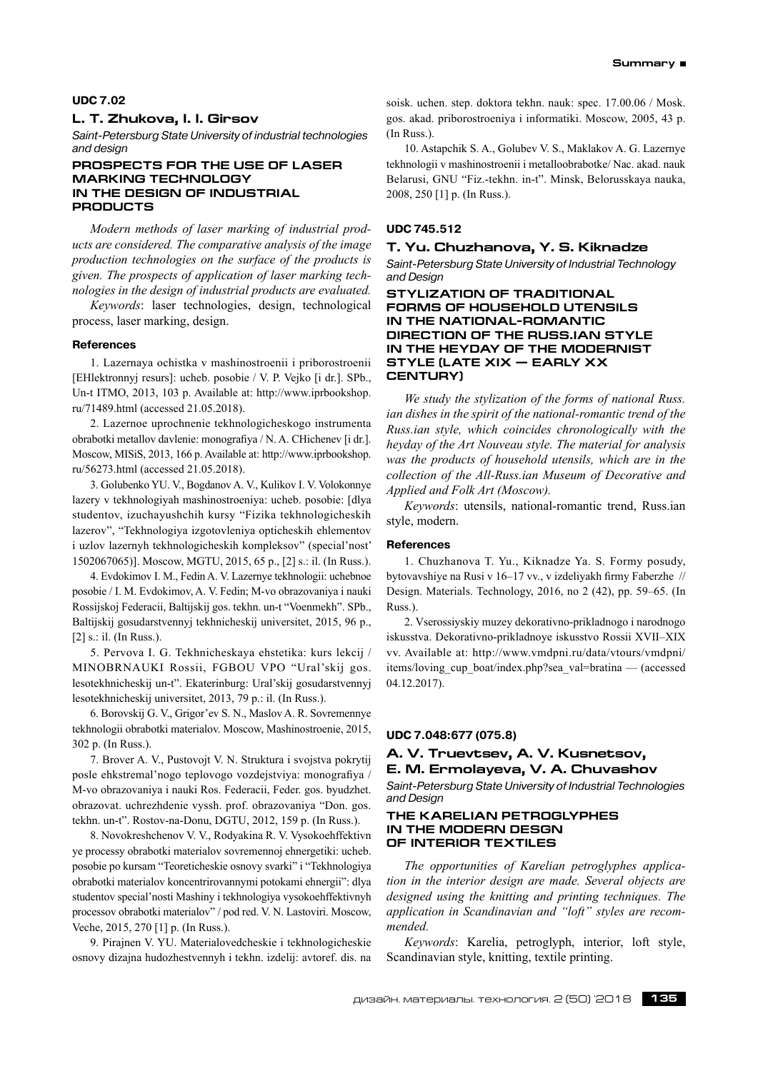**UDC 7.02**

## L. T. Zhukova, I. I. Girsov

*Saint-Petersburg State University of industrial technologies and design*

### PROSPECTS FOR THE USE OF LASER MARKING TECHNOLOGY IN THE DESIGN OF INDUSTRIAL PRODUCTS

*Modern methods of laser marking of industrial products are considered. The comparative analysis of the image production technologies on the surface of the products is given. The prospects of application of laser marking technologies in the design of industrial products are evaluated.*

*Keywords*: laser technologies, design, technological process, laser marking, design.

#### References

1. Lazernaya ochistka v mashinostroenii i priborostroenii [EHlektronnyj resurs]: ucheb. posobie / V. P. Vejko [i dr.]. SPb., Un-t ITMO, 2013, 103 p. Available at: http://www.iprbookshop.ru/71489.html (accessed 21.05.2018).

2. Lazernoe uprochnenie tekhnologicheskogo instrumenta obrabotki metallov davlenie: monografiya / N. A. CHichenev [i dr.]. Moscow, MISiS, 2013, 166 p. Available at: http://www.iprbookshop.ru/56273.html (accessed 21.05.2018).

3. Golubenko YU. V., Bogdanov A. V., Kulikov I. V. Volokonnye lazery v tekhnologiyah mashinostroeniya: ucheb. posobie: [dlya studentov, izuchayushchih kursy "Fizika tekhnologicheskih lazerov", "Tekhnologiya izgotovleniya opticheskih ehlementov i uzlov lazernyh tekhnologicheskih kompleksov" (special'nost' 1502067065)]. Moscow, MGTU, 2015, 65 p., [2] s.: il. (In Russ.).

4. Evdokimov I. M., Fedin A. V. Lazernye tekhnologii: uchebnoe posobie / I. M. Evdokimov, A. V. Fedin; M-vo obrazovaniya i nauki Rossijskoj Federacii, Baltijskij gos. tekhn. un-t "Voenmekh". SPb., Baltijskij gosudarstvennyj tekhnicheskij universitet, 2015, 96 p., [2] s.: il. (In Russ.).

5. Pervova I. G. Tekhnicheskaya ehstetika: kurs lekcij / MINOBRNAUKI Rossii, FGBOU VPO "Ural'skij gos. lesotekhnicheskij un-t". Ekaterinburg: Ural'skij gosudarstvennyj lesotekhnicheskij universitet, 2013, 79 p.: il. (In Russ.).

6. Borovskij G. V., Grigor'ev S. N., Maslov A. R. Sovremennye tekhnologii obrabotki materialov. Moscow, Mashinostroenie, 2015, 302 p. (In Russ.).

7. Brover A. V., Pustovojt V. N. Struktura i svojstva pokrytij posle ehkstremal'nogo teplovogo vozdejstviya: monografiya / M-vo obrazovaniya i nauki Ros. Federacii, Feder. gos. byudzhet. obrazovat. uchrezhdenie vyssh. prof. obrazovaniya "Don. gos. tekhn. un-t". Rostov-na-Donu, DGTU, 2012, 159 p. (In Russ.).

8. Novokreshchenov V. V., Rodyakina R. V. Vysokoehffektivn ye processy obrabotki materialov sovremennoj ehnergetiki: ucheb. posobie po kursam "Teoreticheskie osnovy svarki" i "Tekhnologiya obrabotki materialov koncentrirovannymi potokami ehnergii": dlya studentov special'nosti Mashiny i tekhnologiya vysokoehffektivnyh processov obrabotki materialov" / pod red. V. N. Lastoviri. Moscow, Veche, 2015, 270 [1] p. (In Russ.).

9. Pirajnen V. YU. Materialovedcheskie i tekhnologicheskie osnovy dizajna hudozhestvennyh i tekhn. izdelij: avtoref. dis. na soisk. uchen. step. doktora tekhn. nauk: spec. 17.00.06 / Mosk. gos. akad. priborostroeniya i informatiki. Moscow, 2005, 43 p. (In Russ.).

10. Astapchik S. A., Golubev V. S., Maklakov A. G. Lazernye tekhnologii v mashinostroenii i metalloobrabotke/ Nac. akad. nauk Belarusi, GNU "Fiz.-tekhn. in-t". Minsk, Belorusskaya nauka, 2008, 250 [1] p. (In Russ.).

**UDC 745.512**

## T. Yu. Chuzhanova, Y. S. Kiknadze

*Saint-Petersburg State University of Industrial Technology and Design*

### STYLIZATION OF TRADITIONAL FORMS OF HOUSEHOLD UTENSILS IN THE NATIONAL-ROMANTIC DIRECTION OF THE RUSS.IAN STYLE IN THE HEYDAY OF THE MODERNIST STYLE (LATE XIX — EARLY XX CENTURY)

*We study the stylization of the forms of national Russ.ian dishes in the spirit of the national-romantic trend of the Russ.ian style, which coincides chronologically with the heyday of the Art Nouveau style. The material for analysis was the products of household utensils, which are in the collection of the All-Russ.ian Museum of Decorative and Applied and Folk Art (Moscow).*

*Keywords*: utensils, national-romantic trend, Russ.ian style, modern.

#### References

1. Chuzhanova T. Yu., Kiknadze Ya. S. Formy posudy, bytovavshiye na Rusi v 16–17 vv., v izdeliyakh firmy Faberzhe // Design. Materials. Technology, 2016, no 2 (42), pp. 59–65. (In Russ.).

2. Vserossiyskiy muzey dekorativno-prikladnogo i narodnogo iskusstva. Dekorativno-prikladnoye iskusstvo Rossii XVII–XIX vv. Available at: http://www.vmdpni.ru/data/vtours/vmdpni/items/loving_cup_boat/index.php?sea_val=bratina — (accessed 04.12.2017).

**UDC 7.048:677 (075.8)**

## A. V. Truevtsev, A. V. Kusnetsov, E. M. Ermolayeva, V. A. Chuvashov

*Saint-Petersburg State University of Industrial Technologies and Design*

### THE KARELIAN PETROGLYPHES IN THE MODERN DESGN OF INTERIOR TEXTILES

*The opportunities of Karelian petroglyphes application in the interior design are made. Several objects are designed using the knitting and printing techniques. The application in Scandinavian and "loft" styles are recommended.*

*Keywords*: Karelia, petroglyph, interior, loft style, Scandinavian style, knitting, textile printing.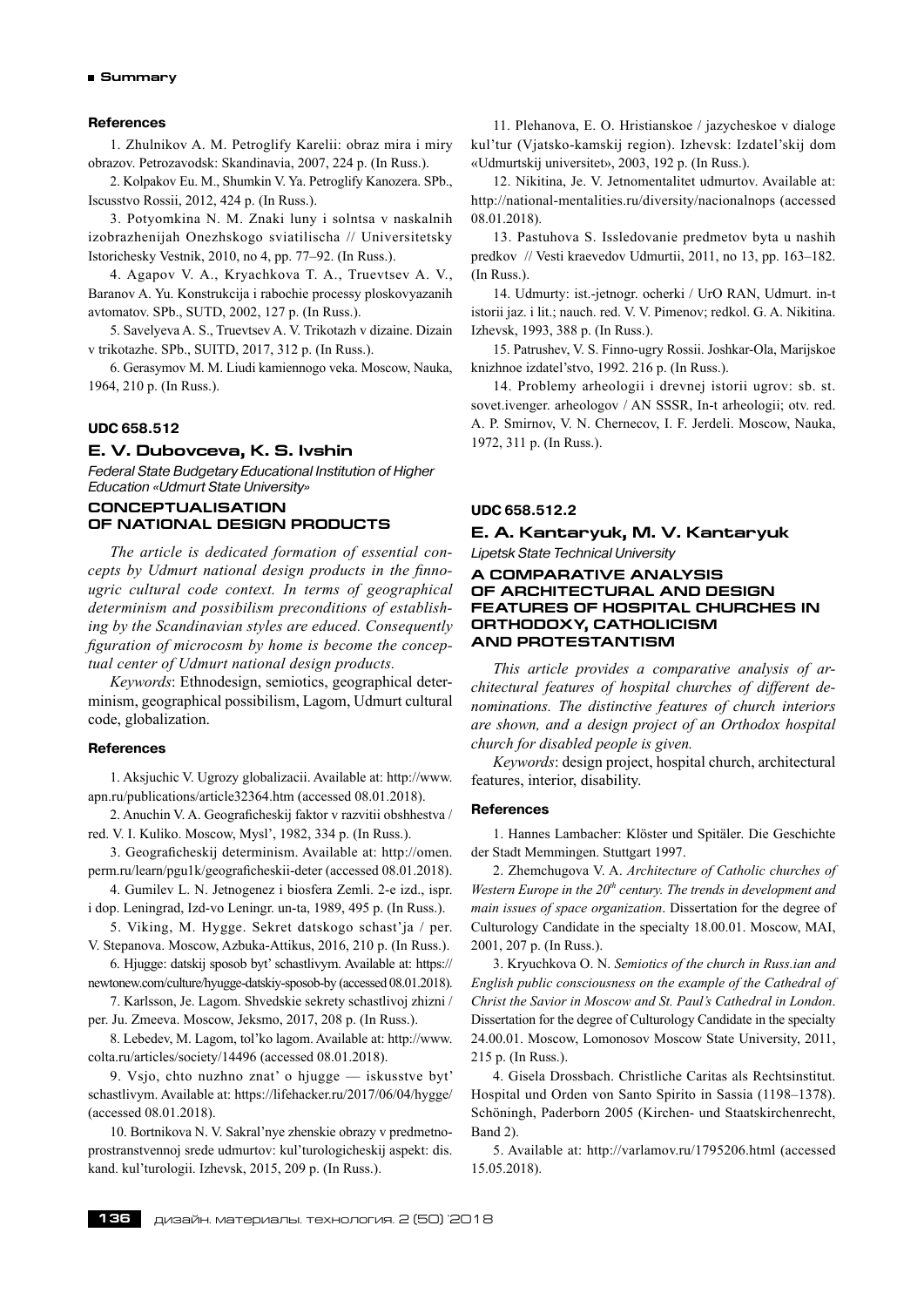### References

1. Zhulnikov A. M. Petroglify Karelii: obraz mira i miry obrazov. Petrozavodsk: Skandinavia, 2007, 224 p. (In Russ.).

2. Kolpakov Eu. M., Shumkin V. Ya. Petroglify Kanozera. SPb., Iscusstvo Rossii, 2012, 424 p. (In Russ.).

3. Potyomkina N. M. Znaki luny i solntsa v naskalnih izobrazhenijah Onezhskogo sviatilischa // Universitetsky Istorichesky Vestnik, 2010, no 4, pp. 77–92. (In Russ.).

4. Agapov V. A., Kryachkova T. A., Truevtsev A. V., Baranov A. Yu. Konstrukcija i rabochie processy ploskovyazanih avtomatov. SPb., SUTD, 2002, 127 p. (In Russ.).

5. Savelyeva A. S., Truevtsev A. V. Trikotazh v dizaine. Dizain v trikotazhe. SPb., SUITD, 2017, 312 p. (In Russ.).

6. Gerasymov M. M. Liudi kamiennogo veka. Moscow, Nauka, 1964, 210 p. (In Russ.).

**UDC 658.512**

## E. V. Dubovceva, K. S. Ivshin

*Federal State Budgetary Educational Institution of Higher Education «Udmurt State University»*

### CONCEPTUALISATION OF NATIONAL DESIGN PRODUCTS

*The article is dedicated formation of essential concepts by Udmurt national design products in the finno-ugric cultural code context. In terms of geographical determinism and possibilism preconditions of establishing by the Scandinavian styles are educed. Consequently figuration of microcosm by home is become the conceptual center of Udmurt national design products.*

*Keywords*: Ethnodesign, semiotics, geographical determinism, geographical possibilism, Lagom, Udmurt cultural code, globalization.

### References

1. Aksjuchic V. Ugrozy globalizacii. Available at: http://www.apn.ru/publications/article32364.htm (accessed 08.01.2018).

2. Anuchin V. A. Geograficheskij faktor v razvitii obshhestva / red. V. I. Kuliko. Moscow, Mysl', 1982, 334 p. (In Russ.).

3. Geograficheskij determinism. Available at: http://omen.perm.ru/learn/pgu1k/geograficheskii-deter (accessed 08.01.2018).

4. Gumilev L. N. Jetnogenez i biosfera Zemli. 2-e izd., ispr. i dop. Leningrad, Izd-vo Leningr. un-ta, 1989, 495 p. (In Russ.).

5. Viking, M. Hygge. Sekret datskogo schast'ja / per. V. Stepanova. Moscow, Azbuka-Attikus, 2016, 210 p. (In Russ.).

6. Hjugge: datskij sposob byt' schastlivym. Available at: https://newtonew.com/culture/hygge-datskiy-sposob-by (accessed 08.01.2018).

7. Karlsson, Je. Lagom. Shvedskie sekrety schastlivoj zhizni / per. Ju. Zmeeva. Moscow, Jeksmo, 2017, 208 p. (In Russ.).

8. Lebedev, M. Lagom, tol'ko lagom. Available at: http://www.colta.ru/articles/society/14496 (accessed 08.01.2018).

9. Vsjo, chto nuzhno znat' o hjugge — iskusstve byt' schastlivym. Available at: https://lifehacker.ru/2017/06/04/hygge/ (accessed 08.01.2018).

10. Bortnikova N. V. Sakral'nye zhenskie obrazy v predmetno-prostranstvennoj srede udmurtov: kul'turologicheskij aspekt: dis. kand. kul'turologii. Izhevsk, 2015, 209 p. (In Russ.).

11. Plehanova, E. O. Hristianskoe / jazycheskoe v dialoge kul'tur (Vjatsko-kamskij region). Izhevsk: Izdatel'skij dom «Udmurtskij universitet», 2003, 192 p. (In Russ.).

12. Nikitina, Je. V. Jetnomentalitet udmurtov. Available at: http://national-mentalities.ru/diversity/nacionalnops (accessed 08.01.2018).

13. Pastuhova S. Issledovanie predmetov byta u nashih predkov // Vesti kraevedov Udmurtii, 2011, no 13, pp. 163–182. (In Russ.).

14. Udmurty: ist.-jetnogr. ocherki / UrO RAN, Udmurt. in-t istorii jaz. i lit.; nauch. red. V. V. Pimenov; redkol. G. A. Nikitina. Izhevsk, 1993, 388 p. (In Russ.).

15. Patrushev, V. S. Finno-ugry Rossii. Joshkar-Ola, Marijskoe knizhnoe izdatel'stvo, 1992. 216 p. (In Russ.).

14. Problemy arheologii i drevnej istorii ugrov: sb. st. sovet.ivenger. arheologov / AN SSSR, In-t arheologii; otv. red. A. P. Smirnov, V. N. Chernecov, I. F. Jerdeli. Moscow, Nauka, 1972, 311 p. (In Russ.).

**UDC 658.512.2**

## E. A. Kantaryuk, M. V. Kantaryuk

*Lipetsk State Technical University*

### A COMPARATIVE ANALYSIS OF ARCHITECTURAL AND DESIGN FEATURES OF HOSPITAL CHURCHES IN ORTHODOXY, CATHOLICISM AND PROTESTANTISM

*This article provides a comparative analysis of architectural features of hospital churches of different denominations. The distinctive features of church interiors are shown, and a design project of an Orthodox hospital church for disabled people is given.*

*Keywords*: design project, hospital church, architectural features, interior, disability.

### References

1. Hannes Lambacher: Klöster und Spitäler. Die Geschichte der Stadt Memmingen. Stuttgart 1997.

2. Zhemchugova V. A. *Architecture of Catholic churches of Western Europe in the 20th century. The trends in development and main issues of space organization*. Dissertation for the degree of Culturology Candidate in the specialty 18.00.01. Moscow, MAI, 2001, 207 p. (In Russ.).

3. Kryuchkova O. N. *Semiotics of the church in Russ.ian and English public consciousness on the example of the Cathedral of Christ the Savior in Moscow and St. Paul's Cathedral in London*. Dissertation for the degree of Culturology Candidate in the specialty 24.00.01. Moscow, Lomonosov Moscow State University, 2011, 215 p. (In Russ.).

4. Gisela Drossbach. Christliche Caritas als Rechtsinstitut. Hospital und Orden von Santo Spirito in Sassia (1198–1378). Schöningh, Paderborn 2005 (Kirchen- und Staatskirchenrecht, Band 2).

5. Available at: http://varlamov.ru/1795206.html (accessed 15.05.2018).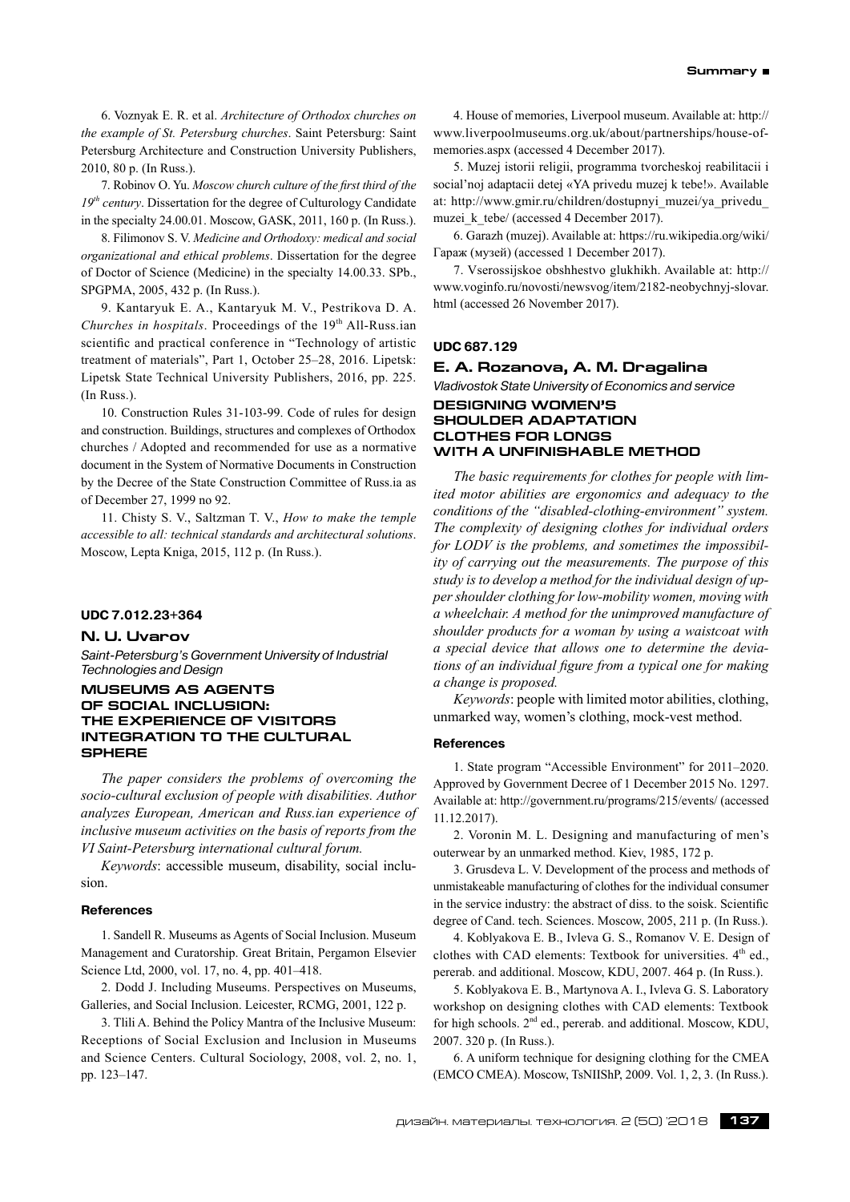6. Voznyak E. R. et al. *Architecture of Orthodox churches on the example of St. Petersburg churches*. Saint Petersburg: Saint Petersburg Architecture and Construction University Publishers, 2010, 80 p. (In Russ.).

7. Robinov O. Yu. *Moscow church culture of the first third of the 19th century*. Dissertation for the degree of Culturology Candidate in the specialty 24.00.01. Moscow, GASK, 2011, 160 p. (In Russ.).

8. Filimonov S. V. *Medicine and Orthodoxy: medical and social organizational and ethical problems*. Dissertation for the degree of Doctor of Science (Medicine) in the specialty 14.00.33. SPb., SPGPMA, 2005, 432 p. (In Russ.).

9. Kantaryuk E. A., Kantaryuk M. V., Pestrikova D. A. *Churches in hospitals*. Proceedings of the 19th All-Russ.ian scientific and practical conference in "Technology of artistic treatment of materials", Part 1, October 25–28, 2016. Lipetsk: Lipetsk State Technical University Publishers, 2016, pp. 225. (In Russ.).

10. Construction Rules 31-103-99. Code of rules for design and construction. Buildings, structures and complexes of Orthodox churches / Adopted and recommended for use as a normative document in the System of Normative Documents in Construction by the Decree of the State Construction Committee of Russ.ia as of December 27, 1999 no 92.

11. Chisty S. V., Saltzman T. V., *How to make the temple accessible to all: technical standards and architectural solutions*. Moscow, Lepta Kniga, 2015, 112 p. (In Russ.).

#### UDC 7.012.23+364

### N. U. Uvarov

*Saint-Petersburg's Government University of Industrial Technologies and Design*

## MUSEUMS AS AGENTS OF SOCIAL INCLUSION: THE EXPERIENCE OF VISITORS INTEGRATION TO THE CULTURAL SPHERE

*The paper considers the problems of overcoming the socio-cultural exclusion of people with disabilities. Author analyzes European, American and Russ.ian experience of inclusive museum activities on the basis of reports from the VI Saint-Petersburg international cultural forum.*

*Keywords*: accessible museum, disability, social inclusion.

#### References

1. Sandell R. Museums as Agents of Social Inclusion. Museum Management and Curatorship. Great Britain, Pergamon Elsevier Science Ltd, 2000, vol. 17, no. 4, pp. 401–418.

2. Dodd J. Including Museums. Perspectives on Museums, Galleries, and Social Inclusion. Leicester, RCMG, 2001, 122 p.

3. Tlili A. Behind the Policy Mantra of the Inclusive Museum: Receptions of Social Exclusion and Inclusion in Museums and Science Centers. Cultural Sociology, 2008, vol. 2, no. 1, pp. 123–147.

4. House of memories, Liverpool museum. Available at: http://www.liverpoolmuseums.org.uk/about/partnerships/house-of-memories.aspx (accessed 4 December 2017).

5. Muzej istorii religii, programma tvorcheskoj reabilitacii i social'noj adaptacii detej «YA privedu muzej k tebe!». Available at: http://www.gmir.ru/children/dostupnyi_muzei/ya_privedu_muzei_k_tebe/ (accessed 4 December 2017).

6. Garazh (muzej). Available at: https://ru.wikipedia.org/wiki/Гараж (музей) (accessed 1 December 2017).

7. Vserossijskoe obshhestvo glukhikh. Available at: http://www.voginfo.ru/novosti/newsvog/item/2182-neobychnyj-slovar.html (accessed 26 November 2017).

#### UDC 687.129

### E. A. Rozanova, A. M. Dragalina

*Vladivostok State University of Economics and service*

## DESIGNING WOMEN'S SHOULDER ADAPTATION CLOTHES FOR LONGS WITH A UNFINISHABLE METHOD

*The basic requirements for clothes for people with limited motor abilities are ergonomics and adequacy to the conditions of the "disabled-clothing-environment" system. The complexity of designing clothes for individual orders for LODV is the problems, and sometimes the impossibility of carrying out the measurements. The purpose of this study is to develop a method for the individual design of upper shoulder clothing for low-mobility women, moving with a wheelchair. A method for the unimproved manufacture of shoulder products for a woman by using a waistcoat with a special device that allows one to determine the deviations of an individual figure from a typical one for making a change is proposed.*

*Keywords*: people with limited motor abilities, clothing, unmarked way, women's clothing, mock-vest method.

#### References

1. State program "Accessible Environment" for 2011–2020. Approved by Government Decree of 1 December 2015 No. 1297. Available at: http://government.ru/programs/215/events/ (accessed 11.12.2017).

2. Voronin M. L. Designing and manufacturing of men's outerwear by an unmarked method. Kiev, 1985, 172 p.

3. Grusdeva L. V. Development of the process and methods of unmistakeable manufacturing of clothes for the individual consumer in the service industry: the abstract of diss. to the soisk. Scientific degree of Cand. tech. Sciences. Moscow, 2005, 211 p. (In Russ.).

4. Koblyakova E. B., Ivleva G. S., Romanov V. E. Design of clothes with CAD elements: Textbook for universities. 4th ed., pererab. and additional. Moscow, KDU, 2007. 464 p. (In Russ.).

5. Koblyakova E. B., Martynova A. I., Ivleva G. S. Laboratory workshop on designing clothes with CAD elements: Textbook for high schools. 2nd ed., pererab. and additional. Moscow, KDU, 2007. 320 p. (In Russ.).

6. A uniform technique for designing clothing for the CMEA (EMCO CMEA). Moscow, TsNIIShP, 2009. Vol. 1, 2, 3. (In Russ.).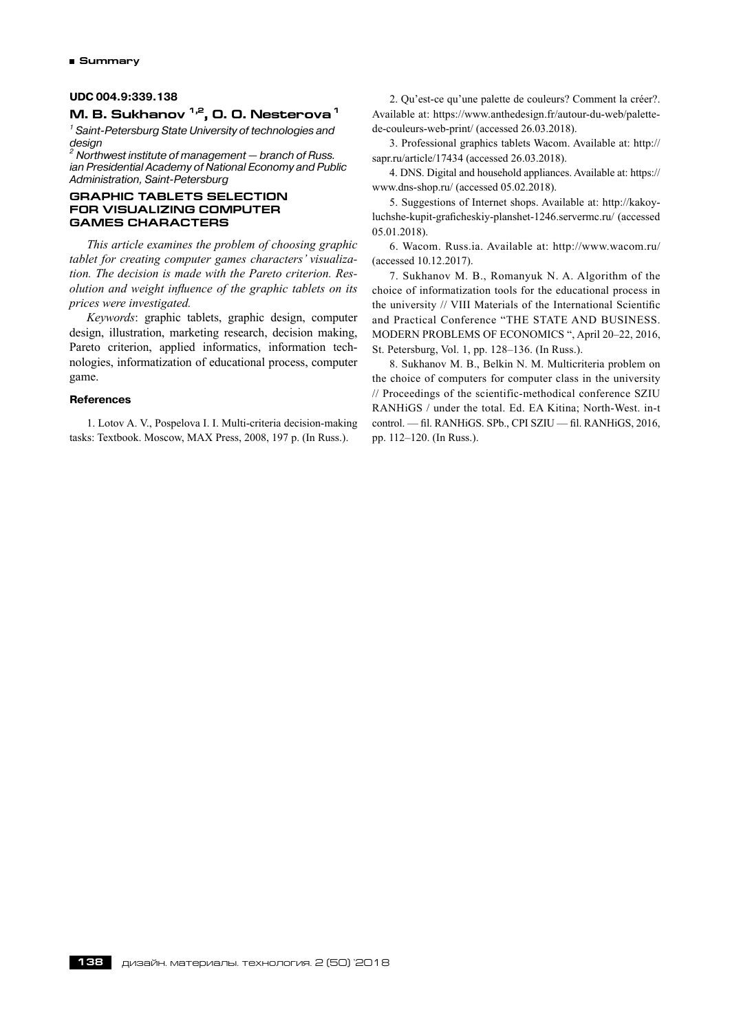UDC 004.9:339.138

**M. B. Sukhanov [1,2], O. O. Nesterova [1]**

[1] *Saint-Petersburg State University of technologies and design*

[2] *Northwest institute of management — branch of Russian Presidential Academy of National Economy and Public Administration, Saint-Petersburg*

## GRAPHIC TABLETS SELECTION FOR VISUALIZING COMPUTER GAMES CHARACTERS

*This article examines the problem of choosing graphic tablet for creating computer games characters' visualization. The decision is made with the Pareto criterion. Resolution and weight influence of the graphic tablets on its prices were investigated.*

*Keywords*: graphic tablets, graphic design, computer design, illustration, marketing research, decision making, Pareto criterion, applied informatics, information technologies, informatization of educational process, computer game.

### References

1. Lotov A. V., Pospelova I. I. Multi-criteria decision-making tasks: Textbook. Moscow, MAX Press, 2008, 197 p. (In Russ.).

2. Qu'est-ce qu'une palette de couleurs? Comment la créer?. Available at: https://www.anthedesign.fr/autour-du-web/palette-de-couleurs-web-print/ (accessed 26.03.2018).

3. Professional graphics tablets Wacom. Available at: http://sapr.ru/article/17434 (accessed 26.03.2018).

4. DNS. Digital and household appliances. Available at: https://www.dns-shop.ru/ (accessed 05.02.2018).

5. Suggestions of Internet shops. Available at: http://kakoy-luchshe-kupit-graficheskiy-planshet-1246.servermc.ru/ (accessed 05.01.2018).

6. Wacom. Russ.ia. Available at: http://www.wacom.ru/ (accessed 10.12.2017).

7. Sukhanov M. B., Romanyuk N. A. Algorithm of the choice of informatization tools for the educational process in the university // VIII Materials of the International Scientific and Practical Conference "THE STATE AND BUSINESS. MODERN PROBLEMS OF ECONOMICS ", April 20–22, 2016, St. Petersburg, Vol. 1, pp. 128–136. (In Russ.).

8. Sukhanov M. B., Belkin N. M. Multicriteria problem on the choice of computers for computer class in the university // Proceedings of the scientific-methodical conference SZIU RANHiGS / under the total. Ed. EA Kitina; North-West. in-t control. — fil. RANHiGS. SPb., CPI SZIU — fil. RANHiGS, 2016, pp. 112–120. (In Russ.).